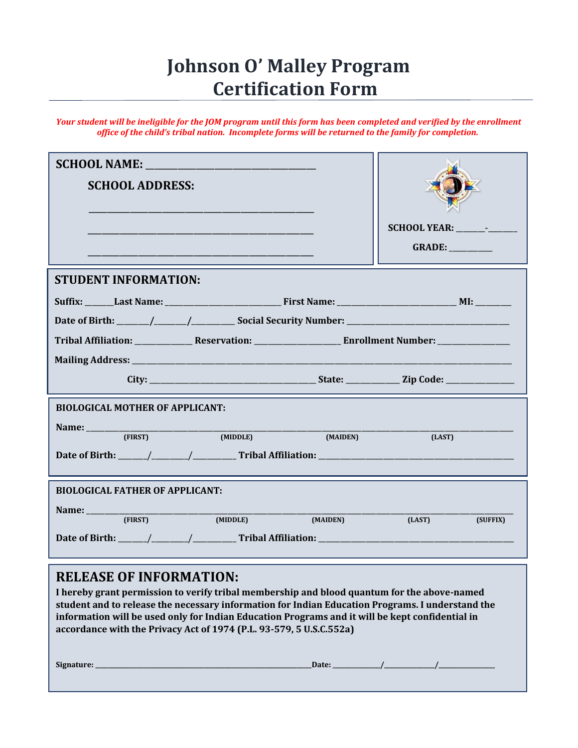# Johnson O' Malley Program Certification Form

*Your student will be ineligible for the JOM program until this form has been completed and verified by the enrollment office of the child's tribal nation. Incomplete forms will be returned to the family for completion.*

**SCHOOL NAME:** ___________________________________

**SCHOOL ADDRESS:**

_______________________________________________

_______________________________________________

_______________________________________________

**SCHOOL YEAR:** _______-_______

**GRADE:** __________

## STUDENT INFORMATION:

**Suffix:** ______ **Last Name:** ___________________________ **First Name:** ___________________________ **MI:** ________

**Date of Birth:** _______/_______/_________ **Social Security Number:** _____________________________________

**Tribal Affiliation:** _____________ **Reservation:** ___________________ **Enrollment Number:** ________________

**Mailing Address:** ______________________________________________________________________________________

**City:** _____________________________________ **State:** ___________ **Zip Code:** _______________

### BIOLOGICAL MOTHER OF APPLICANT:

**Name:** ________________________________________________________________________________________________

(FIRST) (MIDDLE) (MAIDEN) (LAST)

**Date of Birth:** _______/________/__________ **Tribal Affiliation:** ____________________________________________

### BIOLOGICAL FATHER OF APPLICANT:

**Name:** ________________________________________________________________________________________________

(FIRST) (MIDDLE) (MAIDEN) (LAST) (SUFFIX)

**Date of Birth:** _______/________/__________ **Tribal Affiliation:** ____________________________________________

## RELEASE OF INFORMATION:

**I hereby grant permission to verify tribal membership and blood quantum for the above-named student and to release the necessary information for Indian Education Programs. I understand the information will be used only for Indian Education Programs and it will be kept confidential in accordance with the Privacy Act of 1974 (P.L. 93-579, 5 U.S.C.552a)**

**Signature:** ______________________________________________________________ **Date:** _____________/_____________/_______________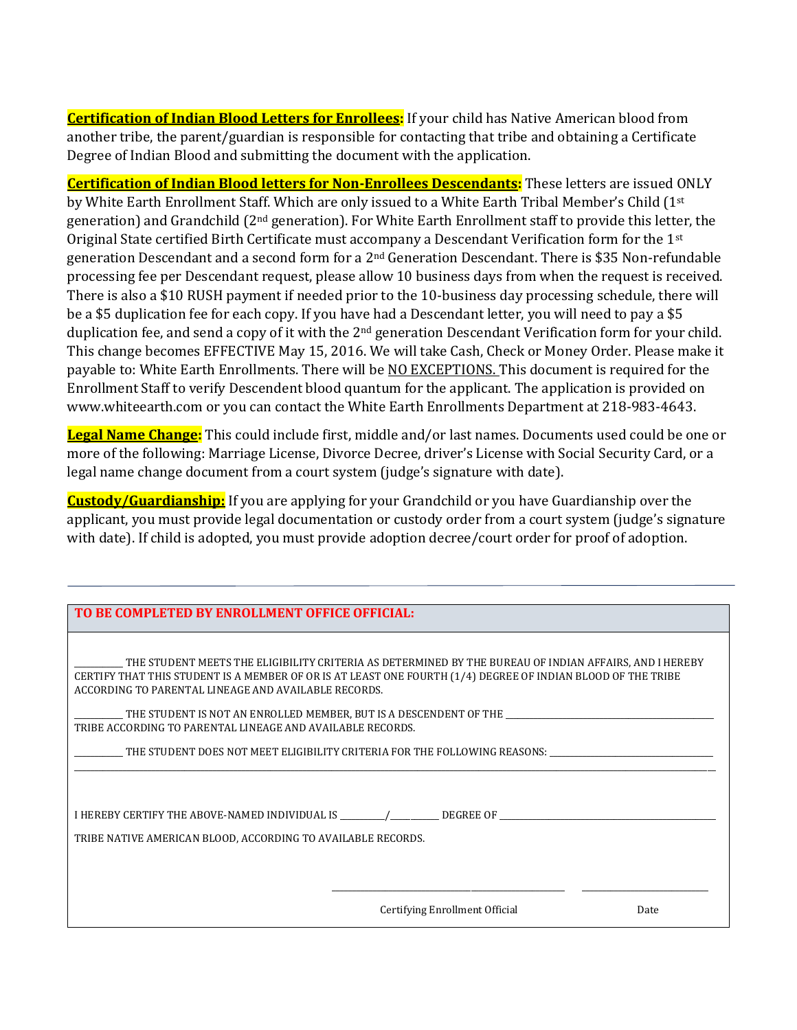**Certification of Indian Blood Letters for Enrollees:** If your child has Native American blood from another tribe, the parent/guardian is responsible for contacting that tribe and obtaining a Certificate Degree of Indian Blood and submitting the document with the application.

**Certification of Indian Blood letters for Non-Enrollees Descendants:** These letters are issued ONLY by White Earth Enrollment Staff. Which are only issued to a White Earth Tribal Member's Child (1st generation) and Grandchild (2nd generation). For White Earth Enrollment staff to provide this letter, the Original State certified Birth Certificate must accompany a Descendant Verification form for the 1st generation Descendant and a second form for a 2nd Generation Descendant. There is $35 Non-refundable processing fee per Descendant request, please allow 10 business days from when the request is received. There is also a $10 RUSH payment if needed prior to the 10-business day processing schedule, there will be a $5 duplication fee for each copy. If you have had a Descendant letter, you will need to pay a $5 duplication fee, and send a copy of it with the 2nd generation Descendant Verification form for your child. This change becomes EFFECTIVE May 15, 2016. We will take Cash, Check or Money Order. Please make it payable to: White Earth Enrollments. There will be NO EXCEPTIONS. This document is required for the Enrollment Staff to verify Descendent blood quantum for the applicant. The application is provided on www.whiteearth.com or you can contact the White Earth Enrollments Department at 218-983-4643.

**Legal Name Change:** This could include first, middle and/or last names. Documents used could be one or more of the following: Marriage License, Divorce Decree, driver's License with Social Security Card, or a legal name change document from a court system (judge's signature with date).

**Custody/Guardianship:** If you are applying for your Grandchild or you have Guardianship over the applicant, you must provide legal documentation or custody order from a court system (judge's signature with date). If child is adopted, you must provide adoption decree/court order for proof of adoption.

---

**TO BE COMPLETED BY ENROLLMENT OFFICE OFFICIAL:**

__________ THE STUDENT MEETS THE ELIGIBILITY CRITERIA AS DETERMINED BY THE BUREAU OF INDIAN AFFAIRS, AND I HEREBY CERTIFY THAT THIS STUDENT IS A MEMBER OF OR IS AT LEAST ONE FOURTH (1/4) DEGREE OF INDIAN BLOOD OF THE TRIBE ACCORDING TO PARENTAL LINEAGE AND AVAILABLE RECORDS.

__________ THE STUDENT IS NOT AN ENROLLED MEMBER, BUT IS A DESCENDENT OF THE ______________________________ TRIBE ACCORDING TO PARENTAL LINEAGE AND AVAILABLE RECORDS.

__________ THE STUDENT DOES NOT MEET ELIGIBILITY CRITERIA FOR THE FOLLOWING REASONS: ______________________________

______________________________________________________________________________

I HEREBY CERTIFY THE ABOVE-NAMED INDIVIDUAL IS ________/________ DEGREE OF ______________________________

TRIBE NATIVE AMERICAN BLOOD, ACCORDING TO AVAILABLE RECORDS.

______________________________ ______________________

Certifying Enrollment Official Date